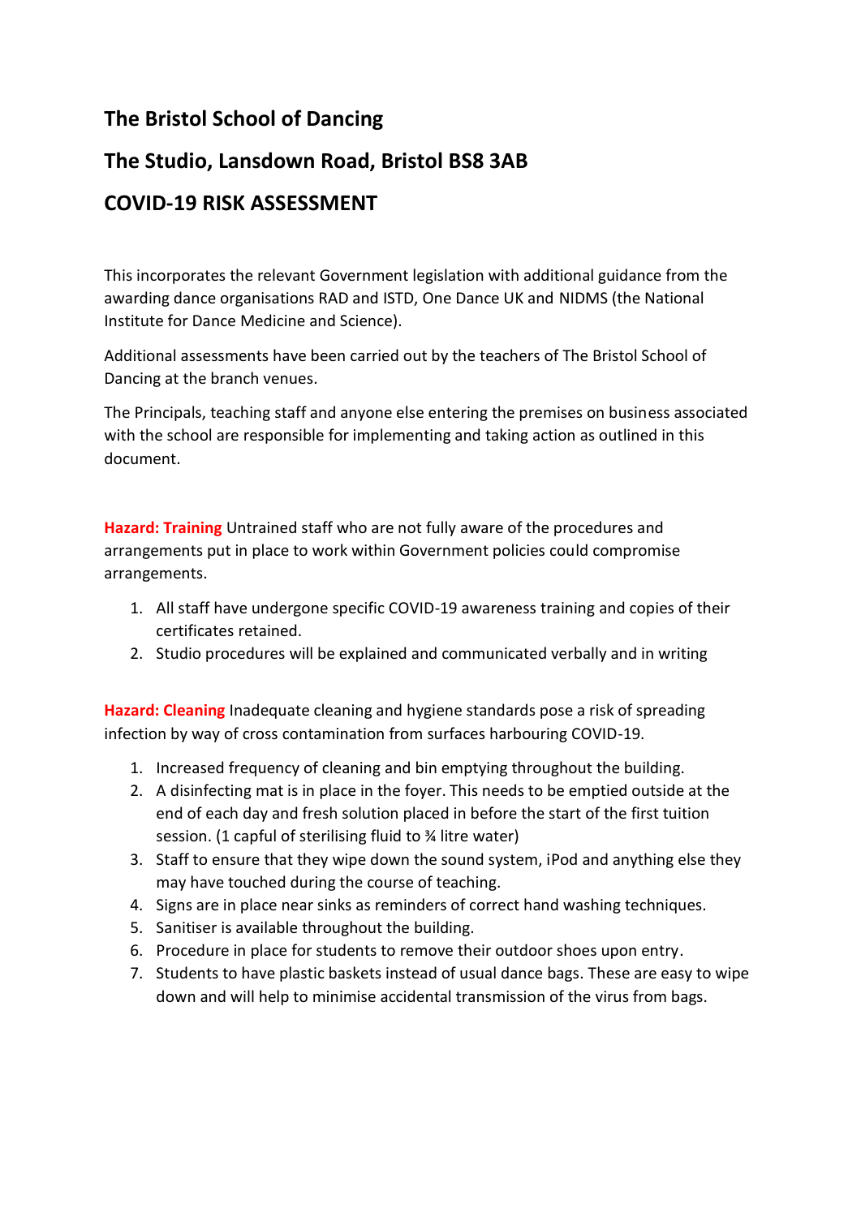# The Bristol School of Dancing

## The Studio, Lansdown Road, Bristol BS8 3AB

## COVID-19 RISK ASSESSMENT

This incorporates the relevant Government legislation with additional guidance from the awarding dance organisations RAD and ISTD, One Dance UK and NIDMS (the National Institute for Dance Medicine and Science).

Additional assessments have been carried out by the teachers of The Bristol School of Dancing at the branch venues.

The Principals, teaching staff and anyone else entering the premises on business associated with the school are responsible for implementing and taking action as outlined in this document.

**Hazard: Training** Untrained staff who are not fully aware of the procedures and arrangements put in place to work within Government policies could compromise arrangements.

1. All staff have undergone specific COVID-19 awareness training and copies of their certificates retained.
2. Studio procedures will be explained and communicated verbally and in writing

**Hazard: Cleaning** Inadequate cleaning and hygiene standards pose a risk of spreading infection by way of cross contamination from surfaces harbouring COVID-19.

1. Increased frequency of cleaning and bin emptying throughout the building.
2. A disinfecting mat is in place in the foyer. This needs to be emptied outside at the end of each day and fresh solution placed in before the start of the first tuition session. (1 capful of sterilising fluid to ¾ litre water)
3. Staff to ensure that they wipe down the sound system, iPod and anything else they may have touched during the course of teaching.
4. Signs are in place near sinks as reminders of correct hand washing techniques.
5. Sanitiser is available throughout the building.
6. Procedure in place for students to remove their outdoor shoes upon entry.
7. Students to have plastic baskets instead of usual dance bags. These are easy to wipe down and will help to minimise accidental transmission of the virus from bags.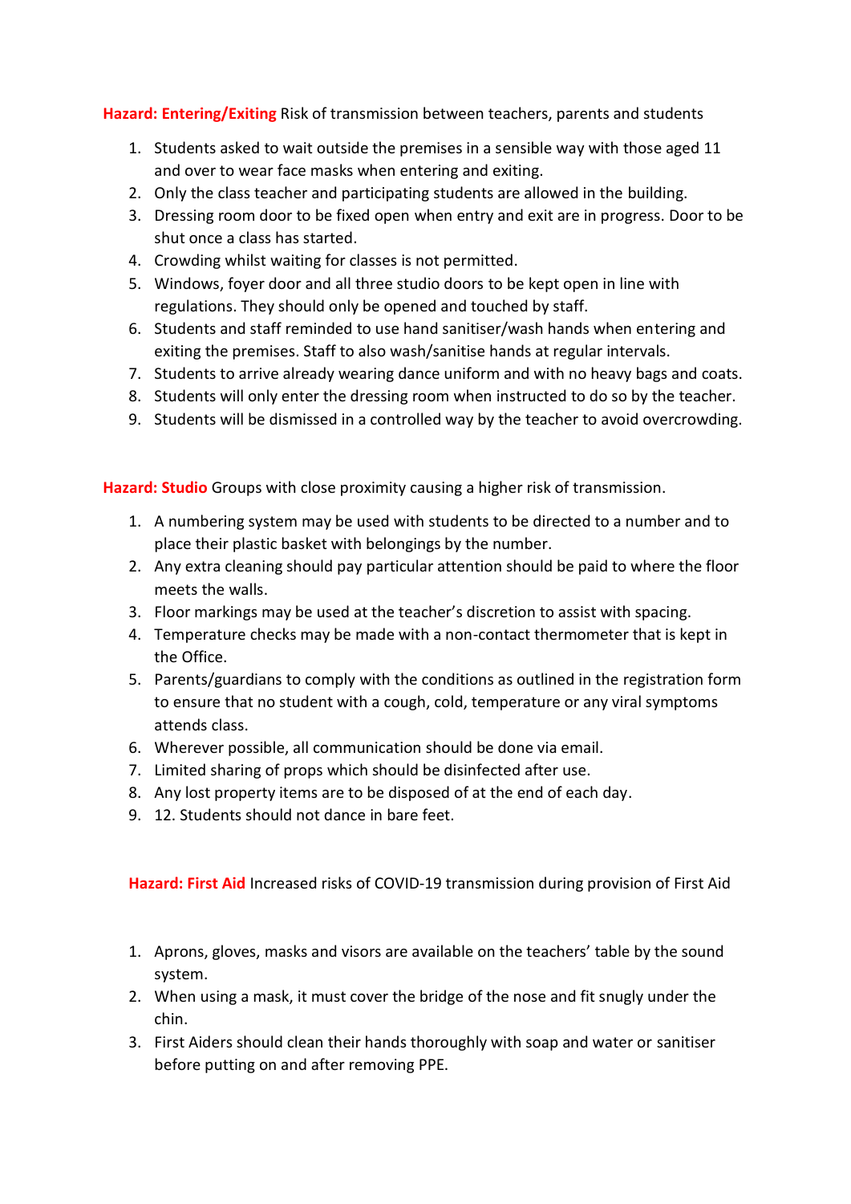**Hazard: Entering/Exiting** Risk of transmission between teachers, parents and students

1. Students asked to wait outside the premises in a sensible way with those aged 11 and over to wear face masks when entering and exiting.
2. Only the class teacher and participating students are allowed in the building.
3. Dressing room door to be fixed open when entry and exit are in progress. Door to be shut once a class has started.
4. Crowding whilst waiting for classes is not permitted.
5. Windows, foyer door and all three studio doors to be kept open in line with regulations. They should only be opened and touched by staff.
6. Students and staff reminded to use hand sanitiser/wash hands when entering and exiting the premises. Staff to also wash/sanitise hands at regular intervals.
7. Students to arrive already wearing dance uniform and with no heavy bags and coats.
8. Students will only enter the dressing room when instructed to do so by the teacher.
9. Students will be dismissed in a controlled way by the teacher to avoid overcrowding.

**Hazard: Studio** Groups with close proximity causing a higher risk of transmission.

1. A numbering system may be used with students to be directed to a number and to place their plastic basket with belongings by the number.
2. Any extra cleaning should pay particular attention should be paid to where the floor meets the walls.
3. Floor markings may be used at the teacher's discretion to assist with spacing.
4. Temperature checks may be made with a non-contact thermometer that is kept in the Office.
5. Parents/guardians to comply with the conditions as outlined in the registration form to ensure that no student with a cough, cold, temperature or any viral symptoms attends class.
6. Wherever possible, all communication should be done via email.
7. Limited sharing of props which should be disinfected after use.
8. Any lost property items are to be disposed of at the end of each day.
9. 12. Students should not dance in bare feet.

**Hazard: First Aid** Increased risks of COVID-19 transmission during provision of First Aid

1. Aprons, gloves, masks and visors are available on the teachers' table by the sound system.
2. When using a mask, it must cover the bridge of the nose and fit snugly under the chin.
3. First Aiders should clean their hands thoroughly with soap and water or sanitiser before putting on and after removing PPE.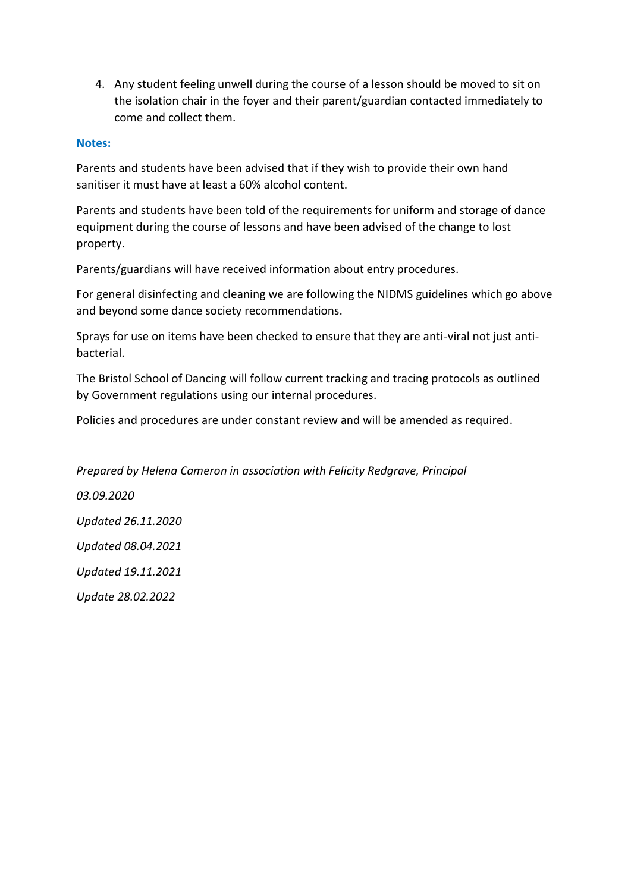4. Any student feeling unwell during the course of a lesson should be moved to sit on the isolation chair in the foyer and their parent/guardian contacted immediately to come and collect them.

**Notes:**

Parents and students have been advised that if they wish to provide their own hand sanitiser it must have at least a 60% alcohol content.

Parents and students have been told of the requirements for uniform and storage of dance equipment during the course of lessons and have been advised of the change to lost property.

Parents/guardians will have received information about entry procedures.

For general disinfecting and cleaning we are following the NIDMS guidelines which go above and beyond some dance society recommendations.

Sprays for use on items have been checked to ensure that they are anti-viral not just anti-bacterial.

The Bristol School of Dancing will follow current tracking and tracing protocols as outlined by Government regulations using our internal procedures.

Policies and procedures are under constant review and will be amended as required.

*Prepared by Helena Cameron in association with Felicity Redgrave, Principal*

*03.09.2020*

*Updated 26.11.2020*

*Updated 08.04.2021*

*Updated 19.11.2021*

*Update 28.02.2022*